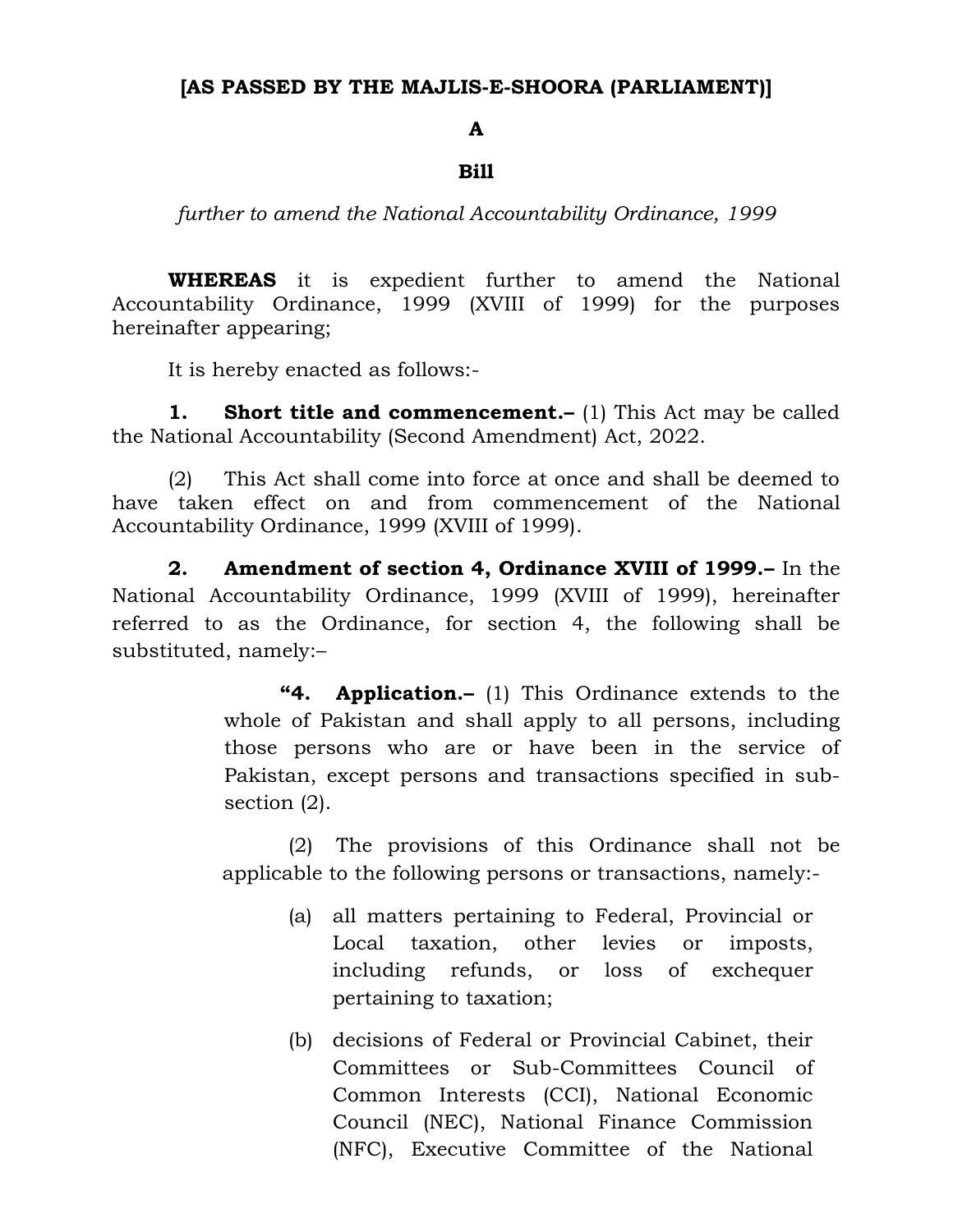**[AS PASSED BY THE MAJLIS-E-SHOORA (PARLIAMENT)]**

**A**

**Bill**

*further to amend the National Accountability Ordinance, 1999*

**WHEREAS** it is expedient further to amend the National Accountability Ordinance, 1999 (XVIII of 1999) for the purposes hereinafter appearing;

It is hereby enacted as follows:-

**1. Short title and commencement.–** (1) This Act may be called the National Accountability (Second Amendment) Act, 2022.

(2) This Act shall come into force at once and shall be deemed to have taken effect on and from commencement of the National Accountability Ordinance, 1999 (XVIII of 1999).

**2. Amendment of section 4, Ordinance XVIII of 1999.–** In the National Accountability Ordinance, 1999 (XVIII of 1999), hereinafter referred to as the Ordinance, for section 4, the following shall be substituted, namely:–

> **"4. Application.–** (1) This Ordinance extends to the whole of Pakistan and shall apply to all persons, including those persons who are or have been in the service of Pakistan, except persons and transactions specified in sub-section (2).
>
> (2) The provisions of this Ordinance shall not be applicable to the following persons or transactions, namely:-
>
> (a) all matters pertaining to Federal, Provincial or Local taxation, other levies or imposts, including refunds, or loss of exchequer pertaining to taxation;
>
> (b) decisions of Federal or Provincial Cabinet, their Committees or Sub-Committees Council of Common Interests (CCI), National Economic Council (NEC), National Finance Commission (NFC), Executive Committee of the National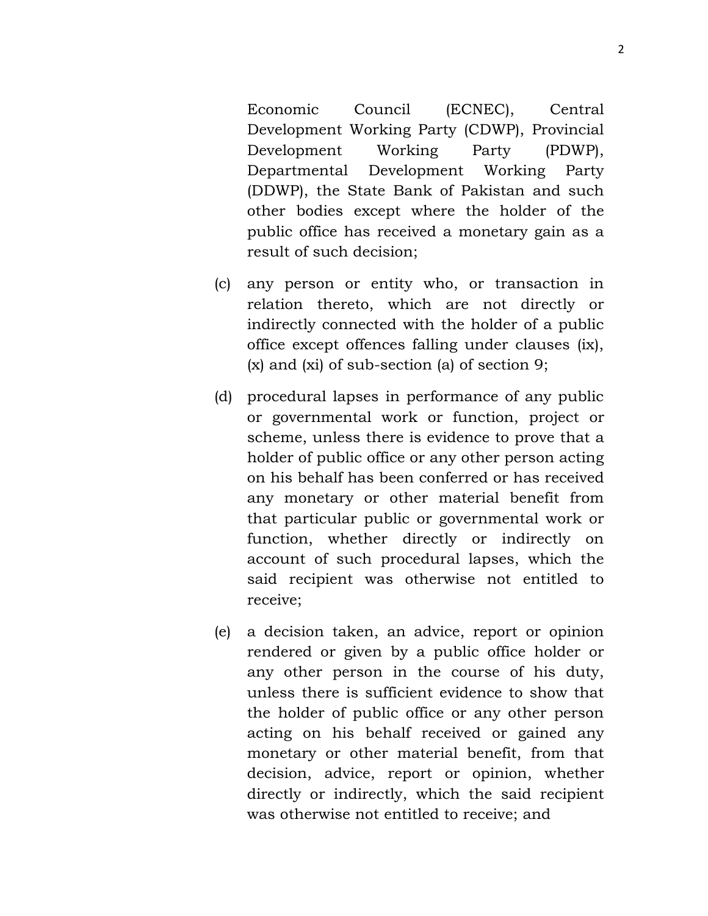Economic Council (ECNEC), Central Development Working Party (CDWP), Provincial Development Working Party (PDWP), Departmental Development Working Party (DDWP), the State Bank of Pakistan and such other bodies except where the holder of the public office has received a monetary gain as a result of such decision;

(c) any person or entity who, or transaction in relation thereto, which are not directly or indirectly connected with the holder of a public office except offences falling under clauses (ix), (x) and (xi) of sub-section (a) of section 9;

(d) procedural lapses in performance of any public or governmental work or function, project or scheme, unless there is evidence to prove that a holder of public office or any other person acting on his behalf has been conferred or has received any monetary or other material benefit from that particular public or governmental work or function, whether directly or indirectly on account of such procedural lapses, which the said recipient was otherwise not entitled to receive;

(e) a decision taken, an advice, report or opinion rendered or given by a public office holder or any other person in the course of his duty, unless there is sufficient evidence to show that the holder of public office or any other person acting on his behalf received or gained any monetary or other material benefit, from that decision, advice, report or opinion, whether directly or indirectly, which the said recipient was otherwise not entitled to receive; and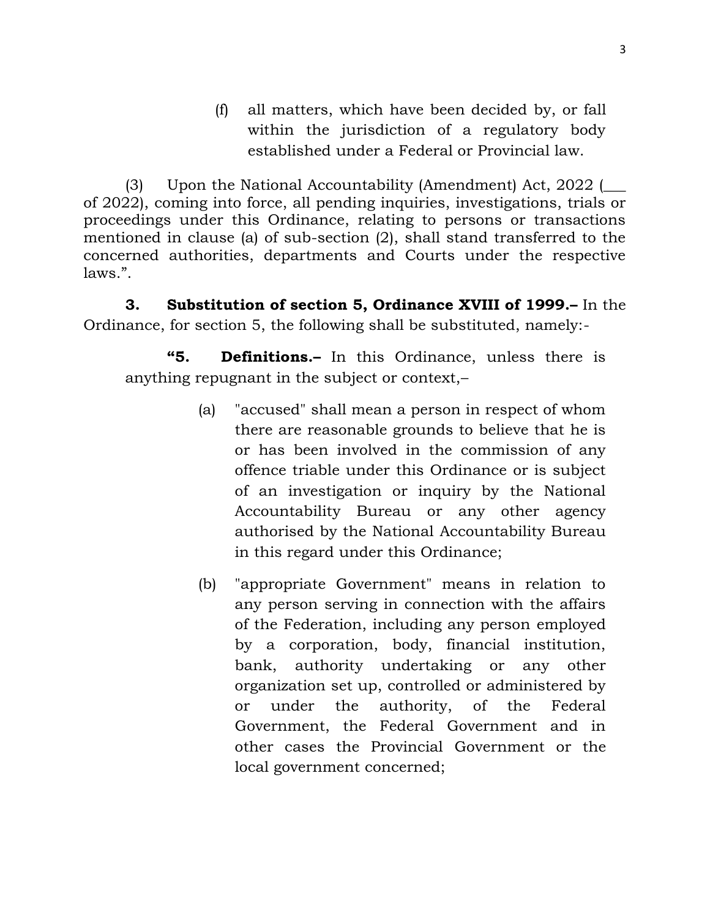(f) all matters, which have been decided by, or fall within the jurisdiction of a regulatory body established under a Federal or Provincial law.

(3) Upon the National Accountability (Amendment) Act, 2022 (___ of 2022), coming into force, all pending inquiries, investigations, trials or proceedings under this Ordinance, relating to persons or transactions mentioned in clause (a) of sub-section (2), shall stand transferred to the concerned authorities, departments and Courts under the respective laws.".

**3. Substitution of section 5, Ordinance XVIII of 1999.–** In the Ordinance, for section 5, the following shall be substituted, namely:-

**"5. Definitions.–** In this Ordinance, unless there is anything repugnant in the subject or context,–

(a) "accused" shall mean a person in respect of whom there are reasonable grounds to believe that he is or has been involved in the commission of any offence triable under this Ordinance or is subject of an investigation or inquiry by the National Accountability Bureau or any other agency authorised by the National Accountability Bureau in this regard under this Ordinance;

(b) "appropriate Government" means in relation to any person serving in connection with the affairs of the Federation, including any person employed by a corporation, body, financial institution, bank, authority undertaking or any other organization set up, controlled or administered by or under the authority, of the Federal Government, the Federal Government and in other cases the Provincial Government or the local government concerned;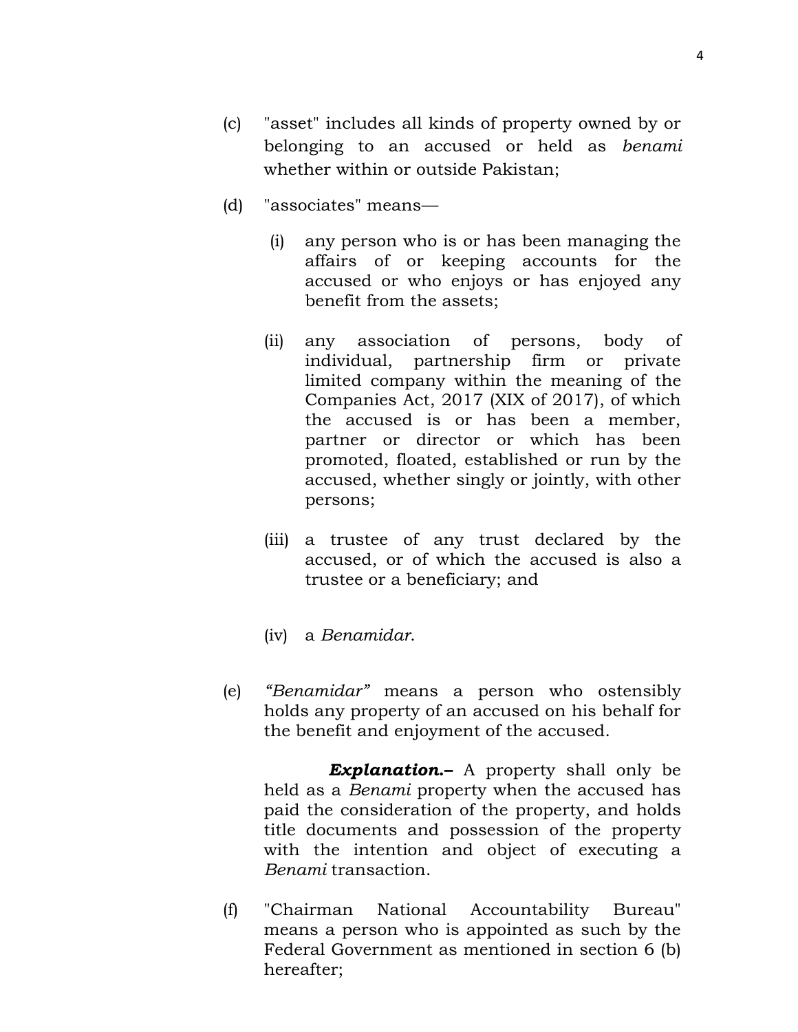(c) "asset" includes all kinds of property owned by or belonging to an accused or held as *benami* whether within or outside Pakistan;

(d) "associates" means—

  (i) any person who is or has been managing the affairs of or keeping accounts for the accused or who enjoys or has enjoyed any benefit from the assets;

  (ii) any association of persons, body of individual, partnership firm or private limited company within the meaning of the Companies Act, 2017 (XIX of 2017), of which the accused is or has been a member, partner or director or which has been promoted, floated, established or run by the accused, whether singly or jointly, with other persons;

  (iii) a trustee of any trust declared by the accused, or of which the accused is also a trustee or a beneficiary; and

  (iv) a *Benamidar*.

(e) *"Benamidar"* means a person who ostensibly holds any property of an accused on his behalf for the benefit and enjoyment of the accused.

  ***Explanation.–*** A property shall only be held as a *Benami* property when the accused has paid the consideration of the property, and holds title documents and possession of the property with the intention and object of executing a *Benami* transaction.

(f) "Chairman National Accountability Bureau" means a person who is appointed as such by the Federal Government as mentioned in section 6 (b) hereafter;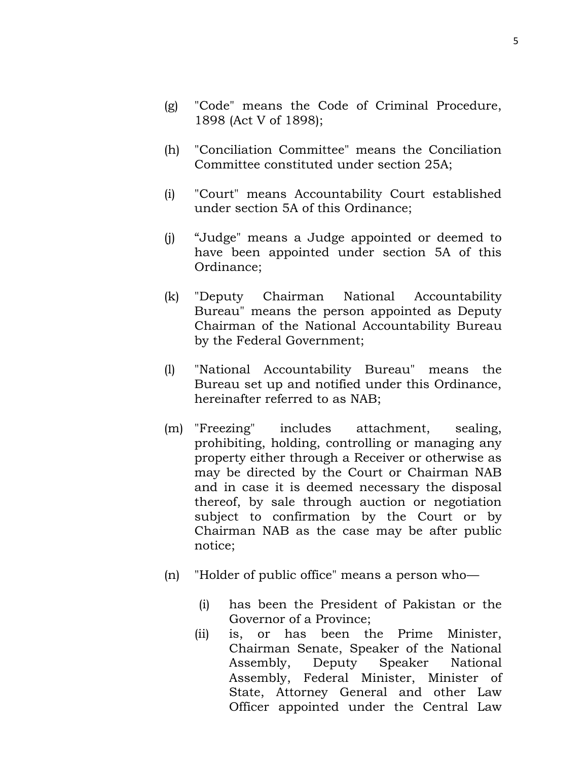(g) "Code" means the Code of Criminal Procedure, 1898 (Act V of 1898);

(h) "Conciliation Committee" means the Conciliation Committee constituted under section 25A;

(i) "Court" means Accountability Court established under section 5A of this Ordinance;

(j) “Judge" means a Judge appointed or deemed to have been appointed under section 5A of this Ordinance;

(k) "Deputy Chairman National Accountability Bureau" means the person appointed as Deputy Chairman of the National Accountability Bureau by the Federal Government;

(l) "National Accountability Bureau" means the Bureau set up and notified under this Ordinance, hereinafter referred to as NAB;

(m) "Freezing" includes attachment, sealing, prohibiting, holding, controlling or managing any property either through a Receiver or otherwise as may be directed by the Court or Chairman NAB and in case it is deemed necessary the disposal thereof, by sale through auction or negotiation subject to confirmation by the Court or by Chairman NAB as the case may be after public notice;

(n) "Holder of public office" means a person who—

   (i) has been the President of Pakistan or the Governor of a Province;
   (ii) is, or has been the Prime Minister, Chairman Senate, Speaker of the National Assembly, Deputy Speaker National Assembly, Federal Minister, Minister of State, Attorney General and other Law Officer appointed under the Central Law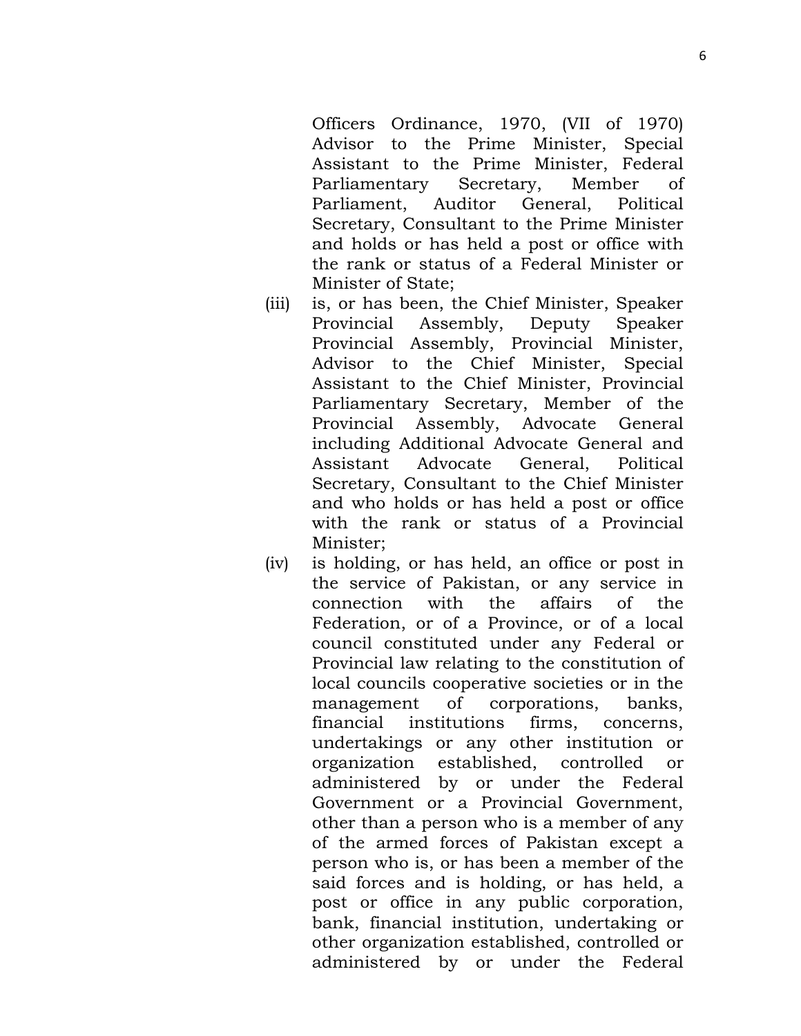Officers Ordinance, 1970, (VII of 1970) Advisor to the Prime Minister, Special Assistant to the Prime Minister, Federal Parliamentary Secretary, Member of Parliament, Auditor General, Political Secretary, Consultant to the Prime Minister and holds or has held a post or office with the rank or status of a Federal Minister or Minister of State;

(iii) is, or has been, the Chief Minister, Speaker Provincial Assembly, Deputy Speaker Provincial Assembly, Provincial Minister, Advisor to the Chief Minister, Special Assistant to the Chief Minister, Provincial Parliamentary Secretary, Member of the Provincial Assembly, Advocate General including Additional Advocate General and Assistant Advocate General, Political Secretary, Consultant to the Chief Minister and who holds or has held a post or office with the rank or status of a Provincial Minister;

(iv) is holding, or has held, an office or post in the service of Pakistan, or any service in connection with the affairs of the Federation, or of a Province, or of a local council constituted under any Federal or Provincial law relating to the constitution of local councils cooperative societies or in the management of corporations, banks, financial institutions firms, concerns, undertakings or any other institution or organization established, controlled or administered by or under the Federal Government or a Provincial Government, other than a person who is a member of any of the armed forces of Pakistan except a person who is, or has been a member of the said forces and is holding, or has held, a post or office in any public corporation, bank, financial institution, undertaking or other organization established, controlled or administered by or under the Federal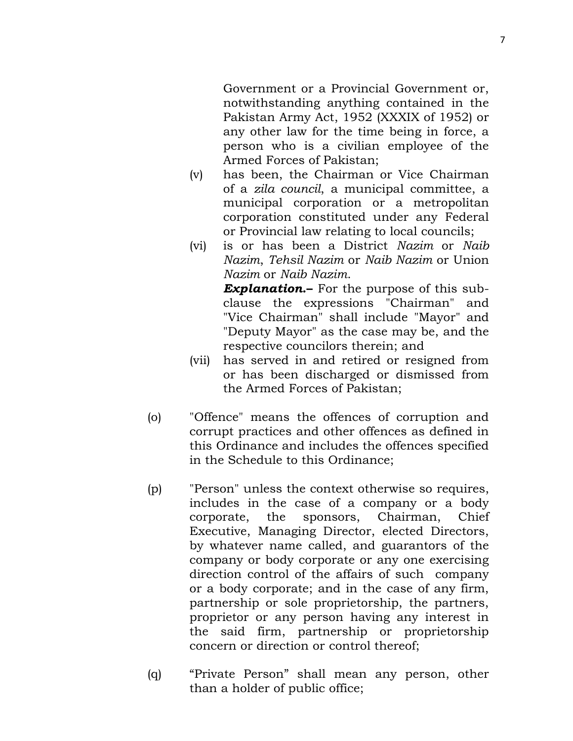Government or a Provincial Government or, notwithstanding anything contained in the Pakistan Army Act, 1952 (XXXIX of 1952) or any other law for the time being in force, a person who is a civilian employee of the Armed Forces of Pakistan;

(v) has been, the Chairman or Vice Chairman of a *zila council*, a municipal committee, a municipal corporation or a metropolitan corporation constituted under any Federal or Provincial law relating to local councils;

(vi) is or has been a District *Nazim* or *Naib Nazim*, *Tehsil Nazim* or *Naib Nazim* or Union *Nazim* or *Naib Nazim*.

***Explanation.–*** For the purpose of this sub-clause the expressions "Chairman" and "Vice Chairman" shall include "Mayor" and "Deputy Mayor" as the case may be, and the respective councilors therein; and

(vii) has served in and retired or resigned from or has been discharged or dismissed from the Armed Forces of Pakistan;

(o) "Offence" means the offences of corruption and corrupt practices and other offences as defined in this Ordinance and includes the offences specified in the Schedule to this Ordinance;

(p) "Person" unless the context otherwise so requires, includes in the case of a company or a body corporate, the sponsors, Chairman, Chief Executive, Managing Director, elected Directors, by whatever name called, and guarantors of the company or body corporate or any one exercising direction control of the affairs of such company or a body corporate; and in the case of any firm, partnership or sole proprietorship, the partners, proprietor or any person having any interest in the said firm, partnership or proprietorship concern or direction or control thereof;

(q) "Private Person" shall mean any person, other than a holder of public office;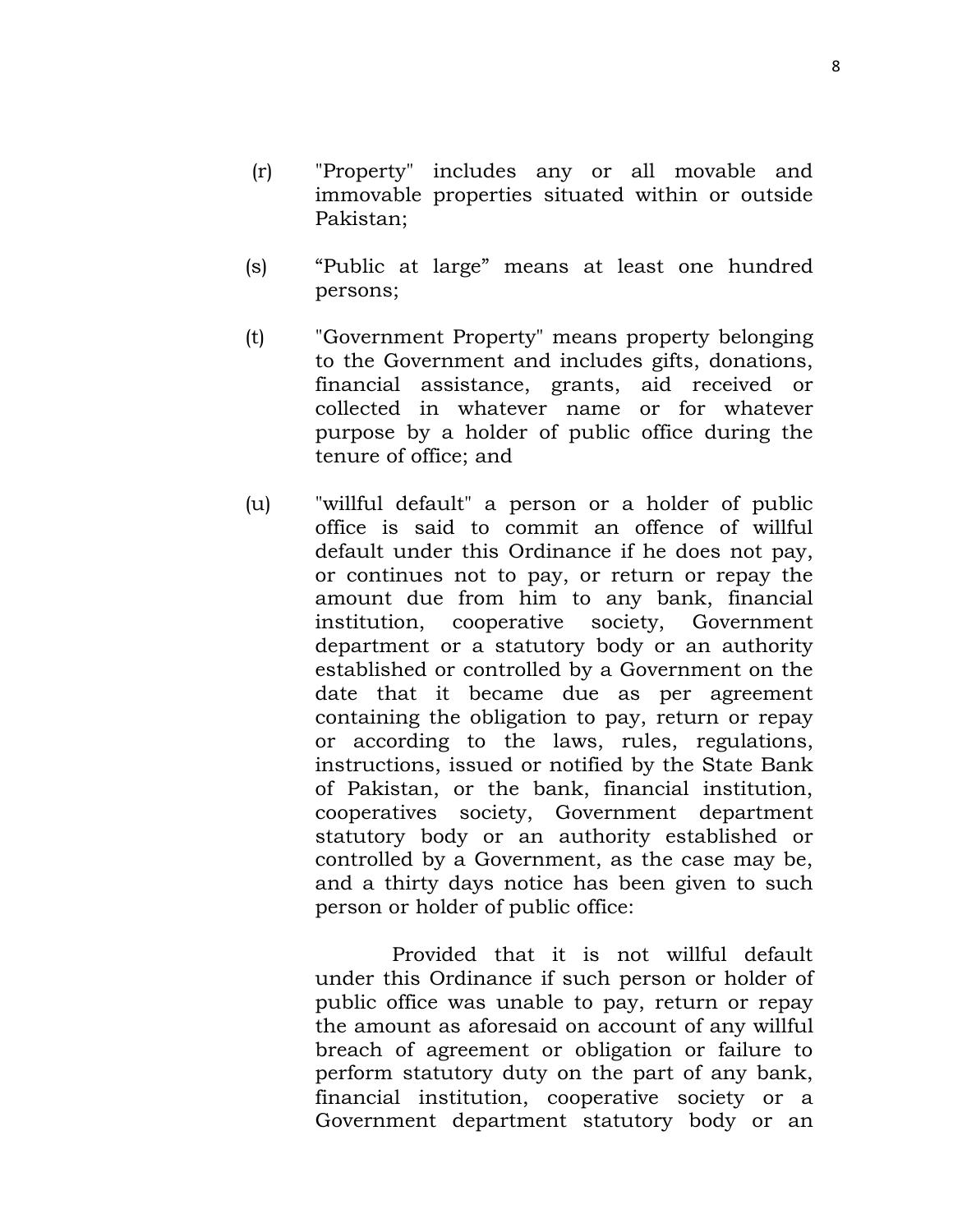(r) "Property" includes any or all movable and immovable properties situated within or outside Pakistan;

(s) “Public at large” means at least one hundred persons;

(t) "Government Property" means property belonging to the Government and includes gifts, donations, financial assistance, grants, aid received or collected in whatever name or for whatever purpose by a holder of public office during the tenure of office; and

(u) "willful default" a person or a holder of public office is said to commit an offence of willful default under this Ordinance if he does not pay, or continues not to pay, or return or repay the amount due from him to any bank, financial institution, cooperative society, Government department or a statutory body or an authority established or controlled by a Government on the date that it became due as per agreement containing the obligation to pay, return or repay or according to the laws, rules, regulations, instructions, issued or notified by the State Bank of Pakistan, or the bank, financial institution, cooperatives society, Government department statutory body or an authority established or controlled by a Government, as the case may be, and a thirty days notice has been given to such person or holder of public office:

Provided that it is not willful default under this Ordinance if such person or holder of public office was unable to pay, return or repay the amount as aforesaid on account of any willful breach of agreement or obligation or failure to perform statutory duty on the part of any bank, financial institution, cooperative society or a Government department statutory body or an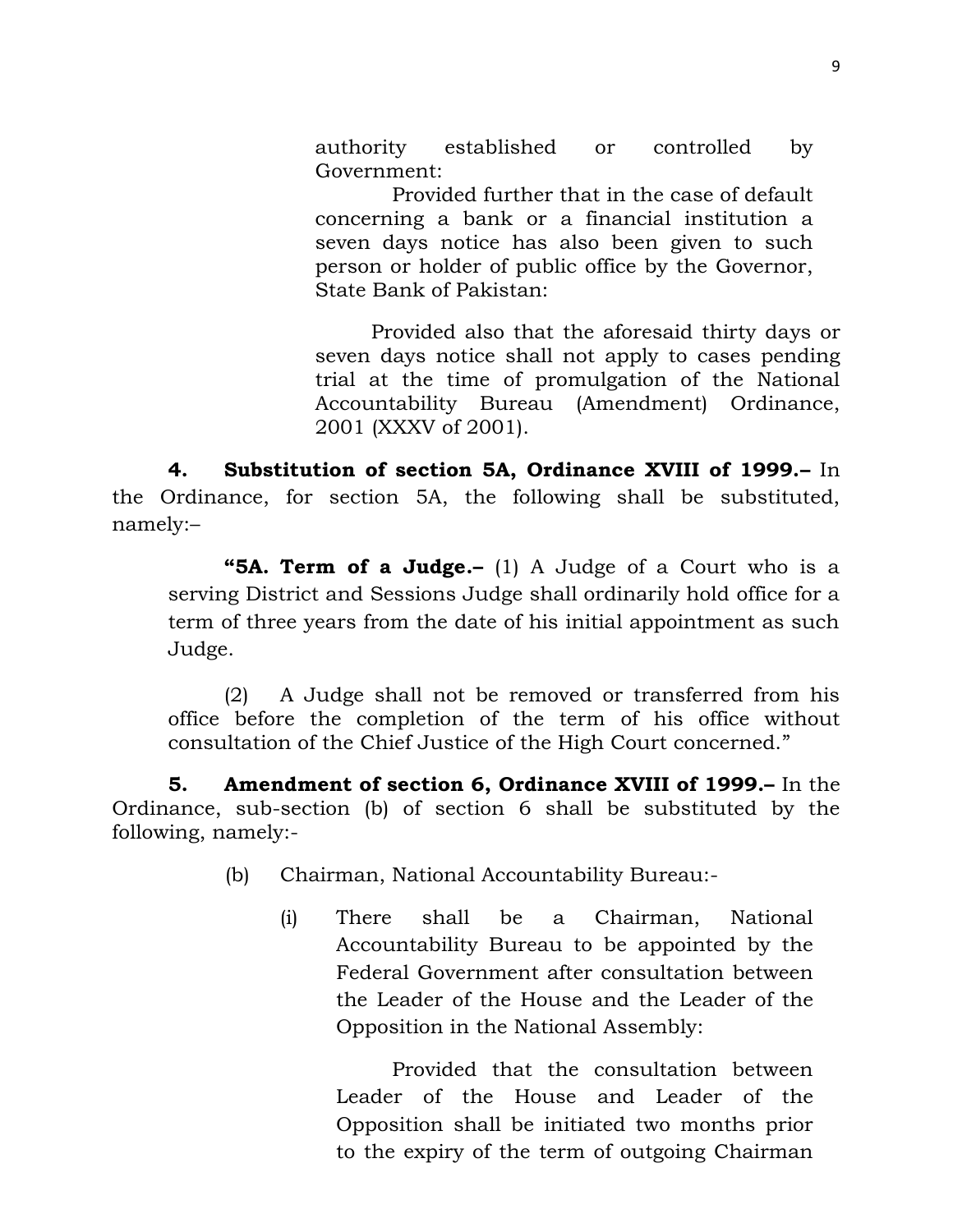authority established or controlled by Government:

Provided further that in the case of default concerning a bank or a financial institution a seven days notice has also been given to such person or holder of public office by the Governor, State Bank of Pakistan:

Provided also that the aforesaid thirty days or seven days notice shall not apply to cases pending trial at the time of promulgation of the National Accountability Bureau (Amendment) Ordinance, 2001 (XXXV of 2001).

**4. Substitution of section 5A, Ordinance XVIII of 1999.–** In the Ordinance, for section 5A, the following shall be substituted, namely:–

**"5A. Term of a Judge.–** (1) A Judge of a Court who is a serving District and Sessions Judge shall ordinarily hold office for a term of three years from the date of his initial appointment as such Judge.

(2) A Judge shall not be removed or transferred from his office before the completion of the term of his office without consultation of the Chief Justice of the High Court concerned."

**5. Amendment of section 6, Ordinance XVIII of 1999.–** In the Ordinance, sub-section (b) of section 6 shall be substituted by the following, namely:-

(b) Chairman, National Accountability Bureau:-

(i) There shall be a Chairman, National Accountability Bureau to be appointed by the Federal Government after consultation between the Leader of the House and the Leader of the Opposition in the National Assembly:

Provided that the consultation between Leader of the House and Leader of the Opposition shall be initiated two months prior to the expiry of the term of outgoing Chairman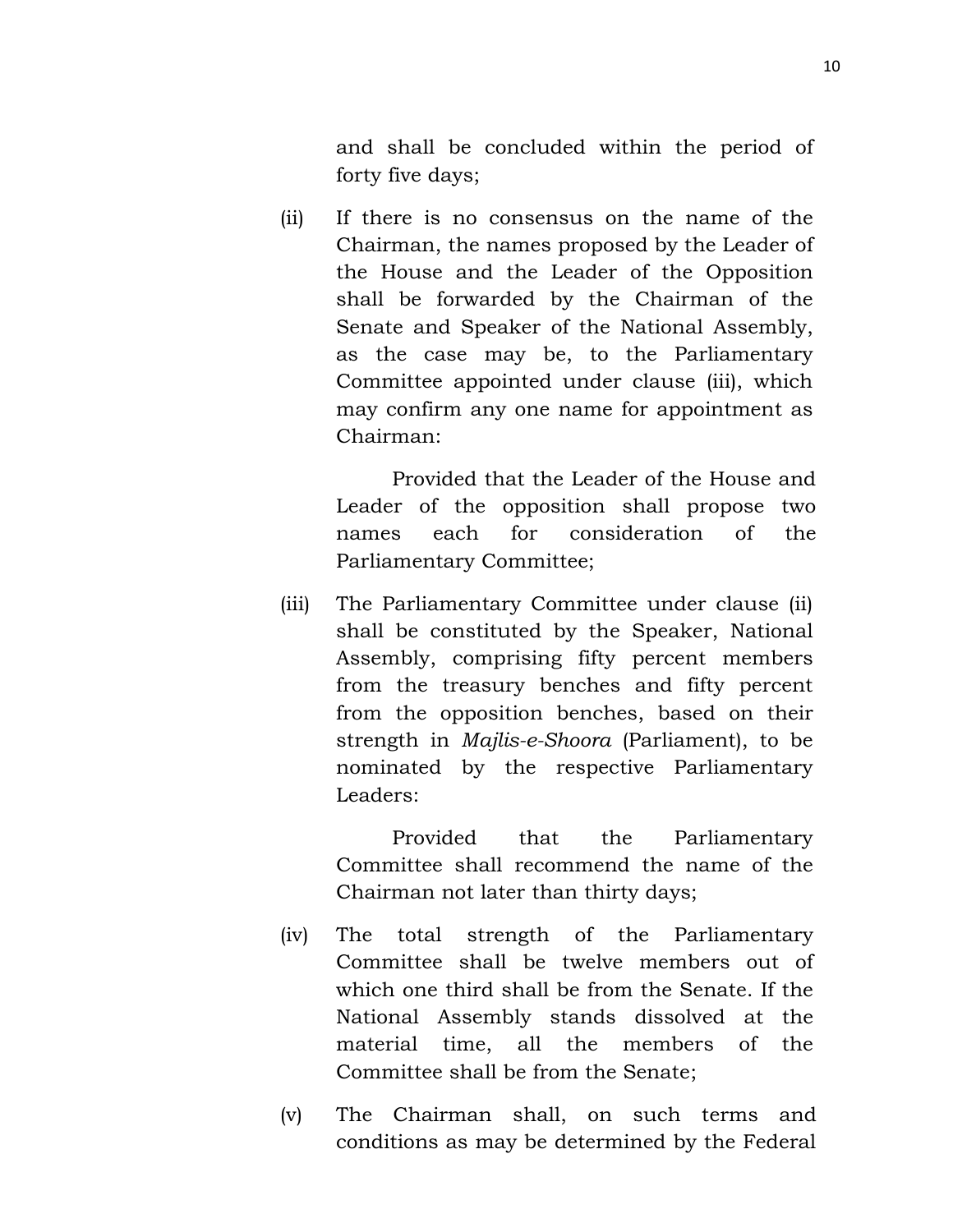and shall be concluded within the period of forty five days;

(ii) If there is no consensus on the name of the Chairman, the names proposed by the Leader of the House and the Leader of the Opposition shall be forwarded by the Chairman of the Senate and Speaker of the National Assembly, as the case may be, to the Parliamentary Committee appointed under clause (iii), which may confirm any one name for appointment as Chairman:

Provided that the Leader of the House and Leader of the opposition shall propose two names each for consideration of the Parliamentary Committee;

(iii) The Parliamentary Committee under clause (ii) shall be constituted by the Speaker, National Assembly, comprising fifty percent members from the treasury benches and fifty percent from the opposition benches, based on their strength in *Majlis-e-Shoora* (Parliament), to be nominated by the respective Parliamentary Leaders:

Provided that the Parliamentary Committee shall recommend the name of the Chairman not later than thirty days;

(iv) The total strength of the Parliamentary Committee shall be twelve members out of which one third shall be from the Senate. If the National Assembly stands dissolved at the material time, all the members of the Committee shall be from the Senate;

(v) The Chairman shall, on such terms and conditions as may be determined by the Federal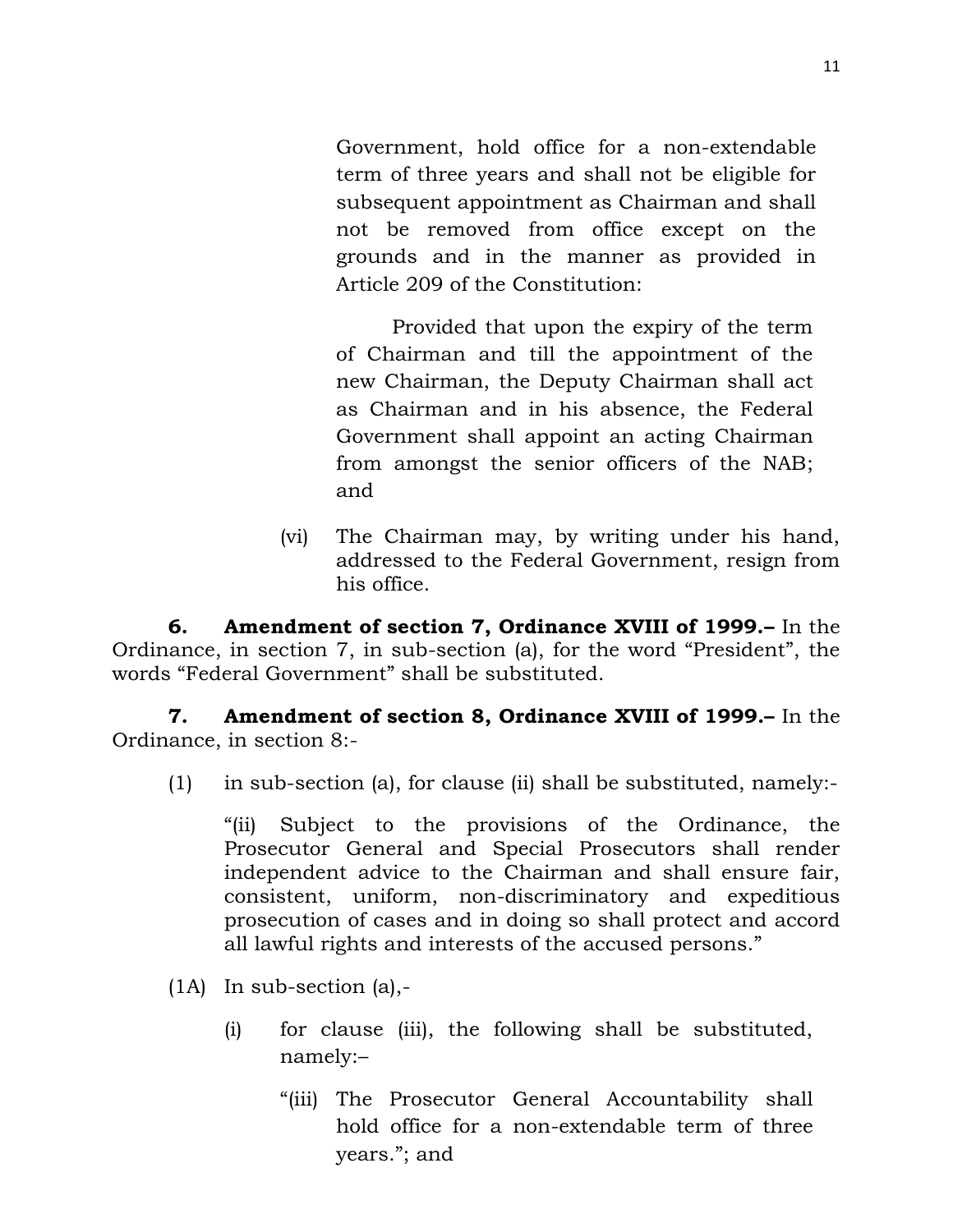Government, hold office for a non-extendable term of three years and shall not be eligible for subsequent appointment as Chairman and shall not be removed from office except on the grounds and in the manner as provided in Article 209 of the Constitution:

Provided that upon the expiry of the term of Chairman and till the appointment of the new Chairman, the Deputy Chairman shall act as Chairman and in his absence, the Federal Government shall appoint an acting Chairman from amongst the senior officers of the NAB; and

(vi) The Chairman may, by writing under his hand, addressed to the Federal Government, resign from his office.

**6. Amendment of section 7, Ordinance XVIII of 1999.–** In the Ordinance, in section 7, in sub-section (a), for the word "President", the words "Federal Government" shall be substituted.

**7. Amendment of section 8, Ordinance XVIII of 1999.–** In the Ordinance, in section 8:-

(1) in sub-section (a), for clause (ii) shall be substituted, namely:-

"(ii) Subject to the provisions of the Ordinance, the Prosecutor General and Special Prosecutors shall render independent advice to the Chairman and shall ensure fair, consistent, uniform, non-discriminatory and expeditious prosecution of cases and in doing so shall protect and accord all lawful rights and interests of the accused persons."

(1A) In sub-section (a),-

(i) for clause (iii), the following shall be substituted, namely:–

"(iii) The Prosecutor General Accountability shall hold office for a non-extendable term of three years."; and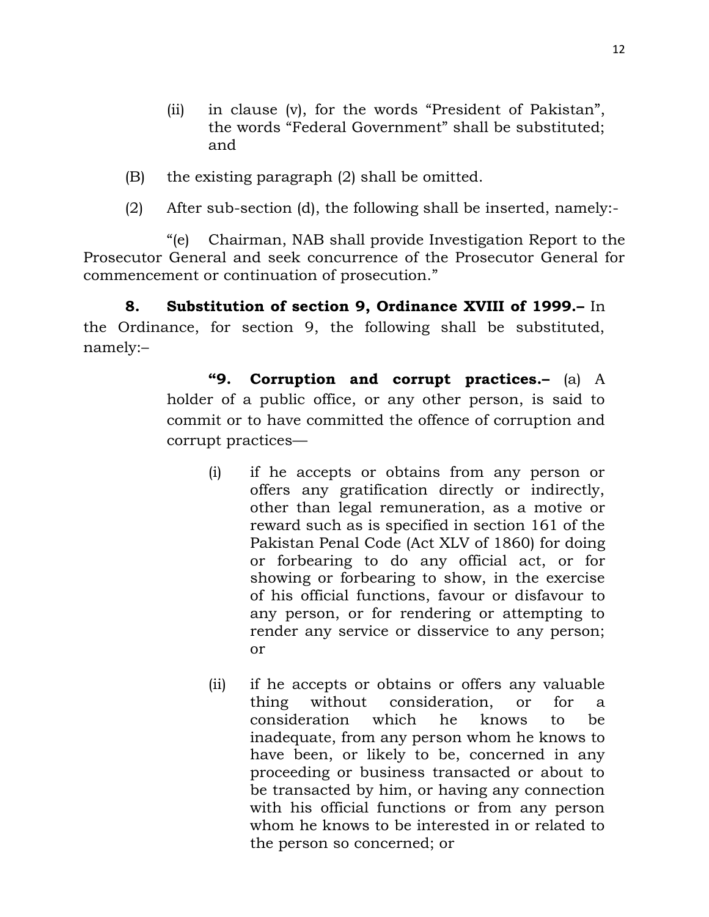(ii) in clause (v), for the words "President of Pakistan", the words "Federal Government" shall be substituted; and

(B) the existing paragraph (2) shall be omitted.

(2) After sub-section (d), the following shall be inserted, namely:-

"(e) Chairman, NAB shall provide Investigation Report to the Prosecutor General and seek concurrence of the Prosecutor General for commencement or continuation of prosecution."

**8. Substitution of section 9, Ordinance XVIII of 1999.–** In the Ordinance, for section 9, the following shall be substituted, namely:–

> **"9. Corruption and corrupt practices.–** (a) A holder of a public office, or any other person, is said to commit or to have committed the offence of corruption and corrupt practices—
>
> (i) if he accepts or obtains from any person or offers any gratification directly or indirectly, other than legal remuneration, as a motive or reward such as is specified in section 161 of the Pakistan Penal Code (Act XLV of 1860) for doing or forbearing to do any official act, or for showing or forbearing to show, in the exercise of his official functions, favour or disfavour to any person, or for rendering or attempting to render any service or disservice to any person; or
>
> (ii) if he accepts or obtains or offers any valuable thing without consideration, or for a consideration which he knows to be inadequate, from any person whom he knows to have been, or likely to be, concerned in any proceeding or business transacted or about to be transacted by him, or having any connection with his official functions or from any person whom he knows to be interested in or related to the person so concerned; or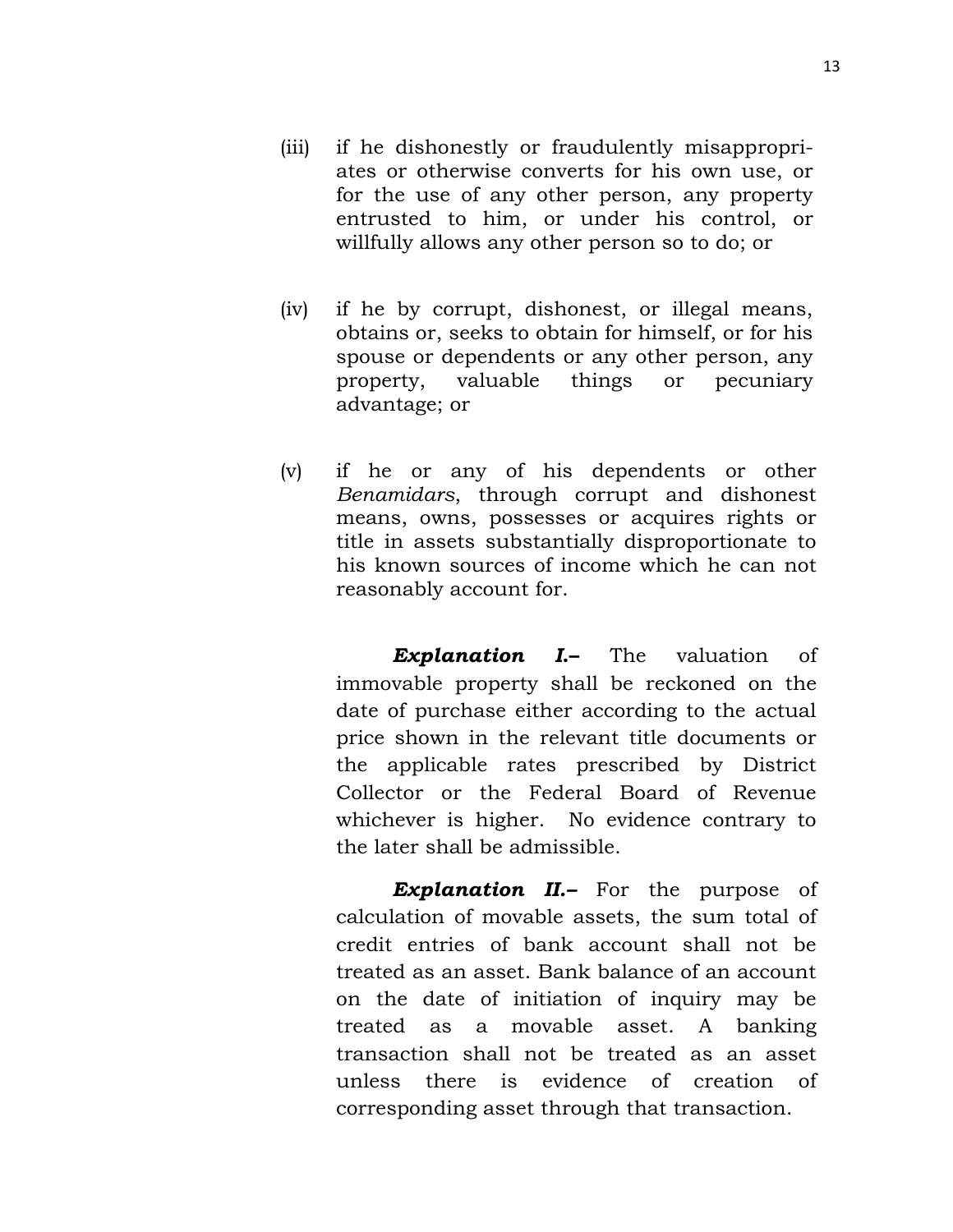(iii) if he dishonestly or fraudulently misappropriates or otherwise converts for his own use, or for the use of any other person, any property entrusted to him, or under his control, or willfully allows any other person so to do; or

(iv) if he by corrupt, dishonest, or illegal means, obtains or, seeks to obtain for himself, or for his spouse or dependents or any other person, any property, valuable things or pecuniary advantage; or

(v) if he or any of his dependents or other *Benamidars*, through corrupt and dishonest means, owns, possesses or acquires rights or title in assets substantially disproportionate to his known sources of income which he can not reasonably account for.

***Explanation I.–*** The valuation of immovable property shall be reckoned on the date of purchase either according to the actual price shown in the relevant title documents or the applicable rates prescribed by District Collector or the Federal Board of Revenue whichever is higher. No evidence contrary to the later shall be admissible.

***Explanation II.–*** For the purpose of calculation of movable assets, the sum total of credit entries of bank account shall not be treated as an asset. Bank balance of an account on the date of initiation of inquiry may be treated as a movable asset. A banking transaction shall not be treated as an asset unless there is evidence of creation of corresponding asset through that transaction.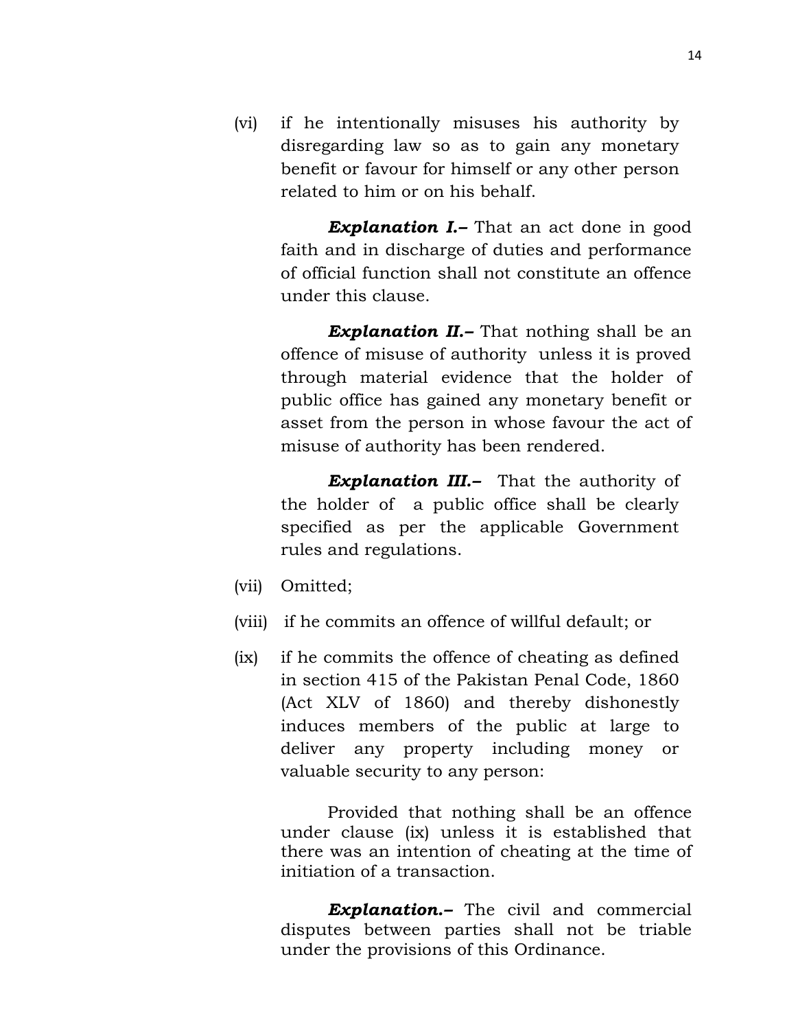(vi) if he intentionally misuses his authority by disregarding law so as to gain any monetary benefit or favour for himself or any other person related to him or on his behalf.

***Explanation I.–*** That an act done in good faith and in discharge of duties and performance of official function shall not constitute an offence under this clause.

***Explanation II.–*** That nothing shall be an offence of misuse of authority unless it is proved through material evidence that the holder of public office has gained any monetary benefit or asset from the person in whose favour the act of misuse of authority has been rendered.

***Explanation III.–*** That the authority of the holder of a public office shall be clearly specified as per the applicable Government rules and regulations.

(vii) Omitted;

(viii) if he commits an offence of willful default; or

(ix) if he commits the offence of cheating as defined in section 415 of the Pakistan Penal Code, 1860 (Act XLV of 1860) and thereby dishonestly induces members of the public at large to deliver any property including money or valuable security to any person:

Provided that nothing shall be an offence under clause (ix) unless it is established that there was an intention of cheating at the time of initiation of a transaction.

***Explanation.–*** The civil and commercial disputes between parties shall not be triable under the provisions of this Ordinance.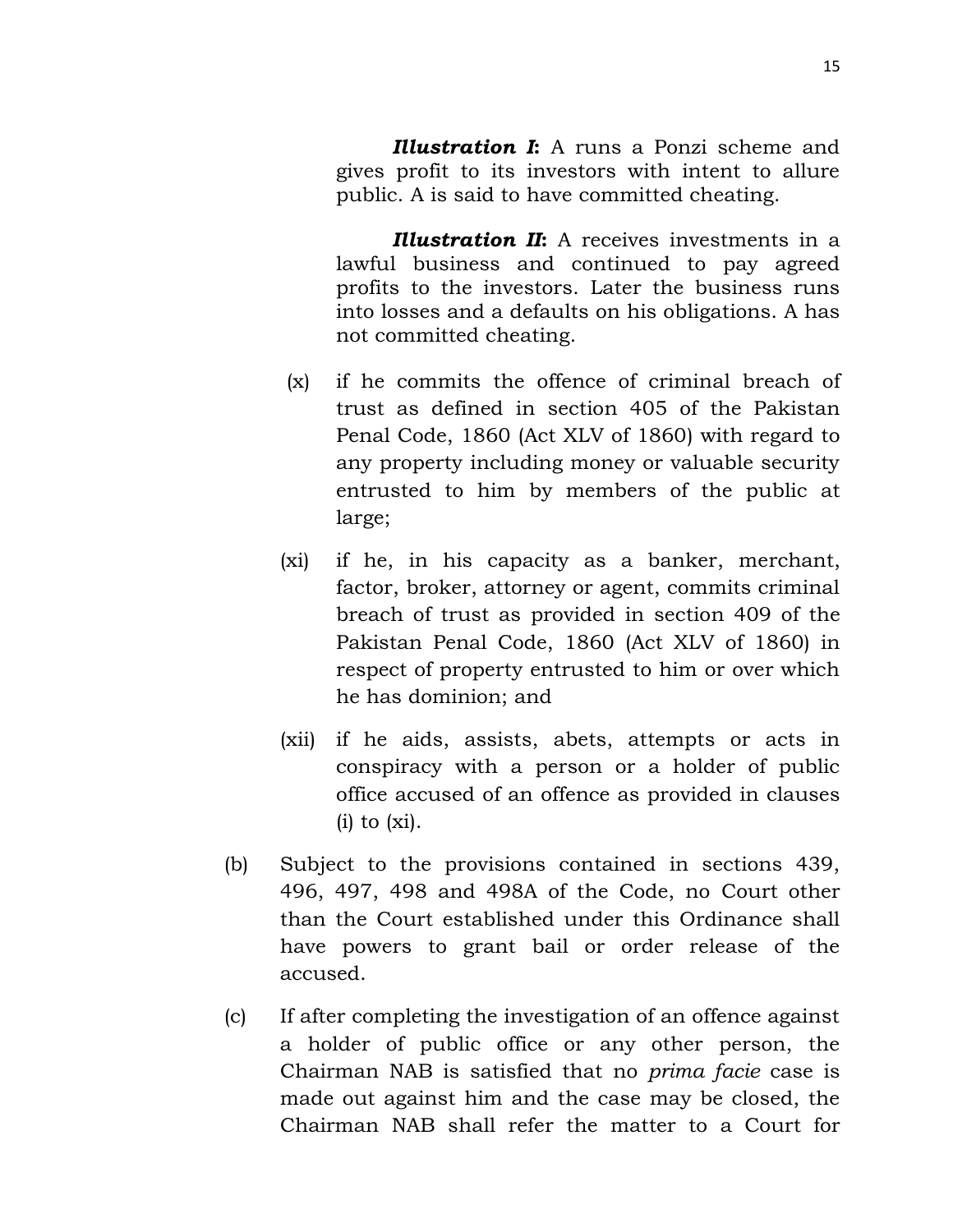***Illustration I*:** A runs a Ponzi scheme and gives profit to its investors with intent to allure public. A is said to have committed cheating.

***Illustration II*:** A receives investments in a lawful business and continued to pay agreed profits to the investors. Later the business runs into losses and a defaults on his obligations. A has not committed cheating.

(x) if he commits the offence of criminal breach of trust as defined in section 405 of the Pakistan Penal Code, 1860 (Act XLV of 1860) with regard to any property including money or valuable security entrusted to him by members of the public at large;

(xi) if he, in his capacity as a banker, merchant, factor, broker, attorney or agent, commits criminal breach of trust as provided in section 409 of the Pakistan Penal Code, 1860 (Act XLV of 1860) in respect of property entrusted to him or over which he has dominion; and

(xii) if he aids, assists, abets, attempts or acts in conspiracy with a person or a holder of public office accused of an offence as provided in clauses (i) to (xi).

(b) Subject to the provisions contained in sections 439, 496, 497, 498 and 498A of the Code, no Court other than the Court established under this Ordinance shall have powers to grant bail or order release of the accused.

(c) If after completing the investigation of an offence against a holder of public office or any other person, the Chairman NAB is satisfied that no *prima facie* case is made out against him and the case may be closed, the Chairman NAB shall refer the matter to a Court for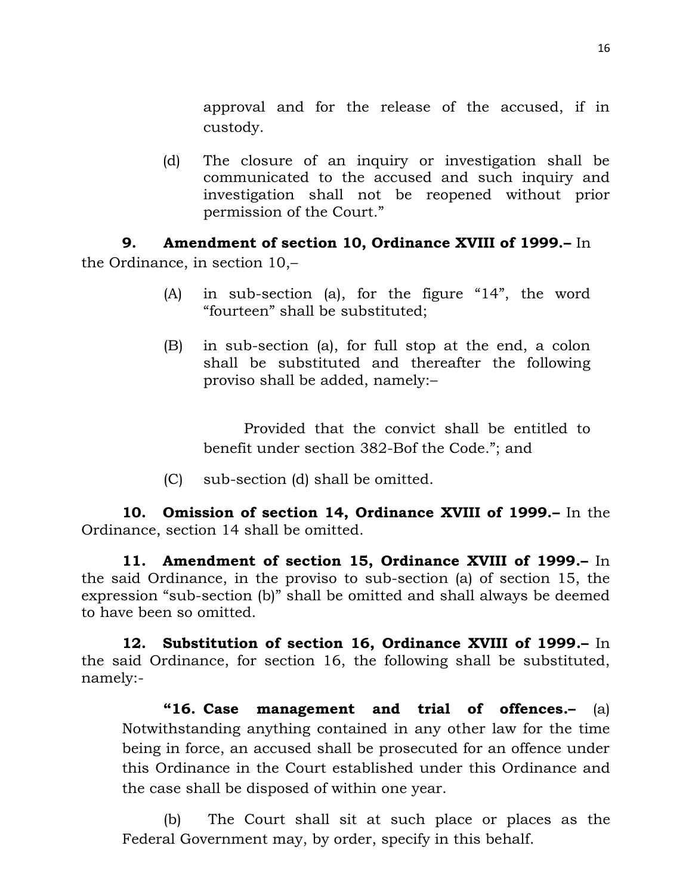approval and for the release of the accused, if in custody.

(d) The closure of an inquiry or investigation shall be communicated to the accused and such inquiry and investigation shall not be reopened without prior permission of the Court."

**9. Amendment of section 10, Ordinance XVIII of 1999.–** In the Ordinance, in section 10,–

(A) in sub-section (a), for the figure "14", the word "fourteen" shall be substituted;

(B) in sub-section (a), for full stop at the end, a colon shall be substituted and thereafter the following proviso shall be added, namely:–

Provided that the convict shall be entitled to benefit under section 382-Bof the Code."; and

(C) sub-section (d) shall be omitted.

**10. Omission of section 14, Ordinance XVIII of 1999.–** In the Ordinance, section 14 shall be omitted.

**11. Amendment of section 15, Ordinance XVIII of 1999.–** In the said Ordinance, in the proviso to sub-section (a) of section 15, the expression "sub-section (b)" shall be omitted and shall always be deemed to have been so omitted.

**12. Substitution of section 16, Ordinance XVIII of 1999.–** In the said Ordinance, for section 16, the following shall be substituted, namely:-

**"16. Case management and trial of offences.–** (a) Notwithstanding anything contained in any other law for the time being in force, an accused shall be prosecuted for an offence under this Ordinance in the Court established under this Ordinance and the case shall be disposed of within one year.

(b) The Court shall sit at such place or places as the Federal Government may, by order, specify in this behalf.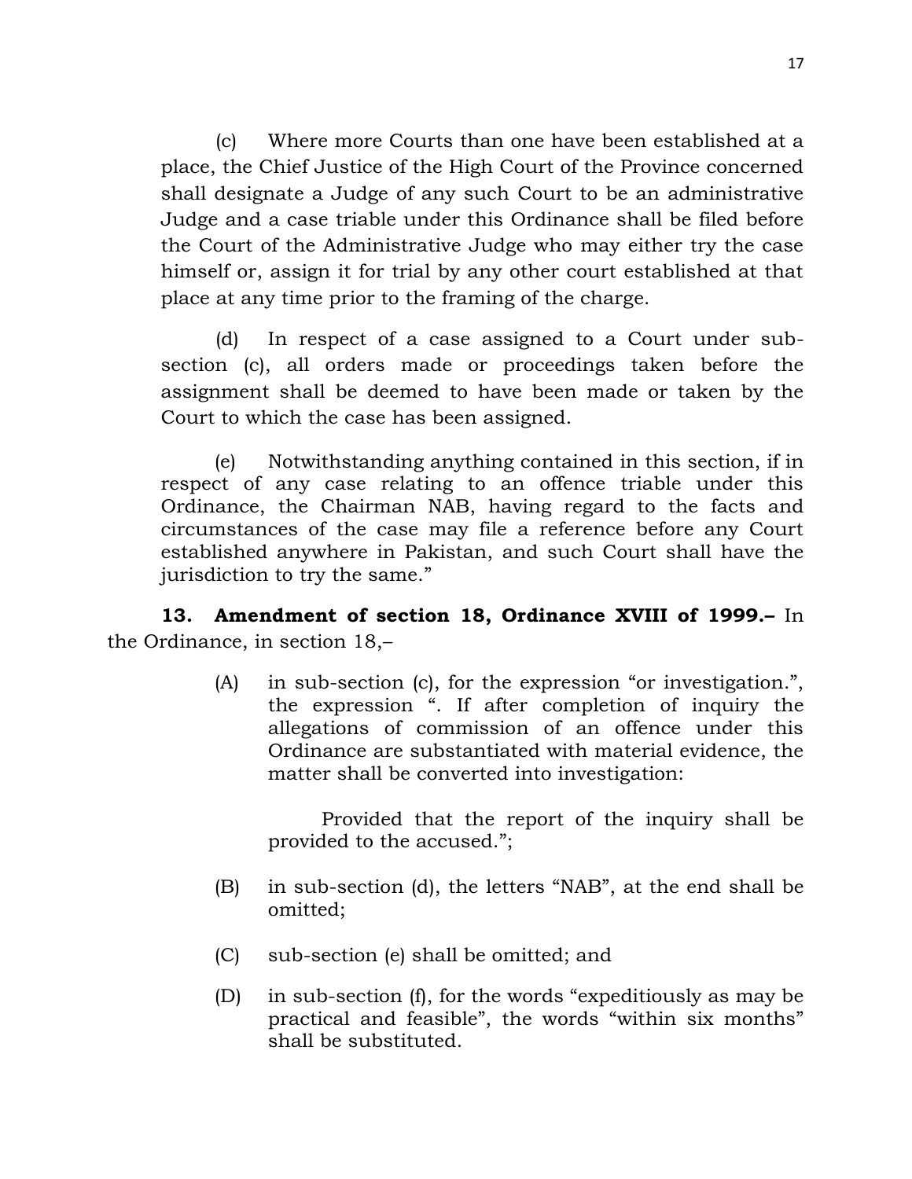(c) Where more Courts than one have been established at a place, the Chief Justice of the High Court of the Province concerned shall designate a Judge of any such Court to be an administrative Judge and a case triable under this Ordinance shall be filed before the Court of the Administrative Judge who may either try the case himself or, assign it for trial by any other court established at that place at any time prior to the framing of the charge.

(d) In respect of a case assigned to a Court under sub-section (c), all orders made or proceedings taken before the assignment shall be deemed to have been made or taken by the Court to which the case has been assigned.

(e) Notwithstanding anything contained in this section, if in respect of any case relating to an offence triable under this Ordinance, the Chairman NAB, having regard to the facts and circumstances of the case may file a reference before any Court established anywhere in Pakistan, and such Court shall have the jurisdiction to try the same."

**13. Amendment of section 18, Ordinance XVIII of 1999.–** In the Ordinance, in section 18,–

(A) in sub-section (c), for the expression "or investigation.", the expression ". If after completion of inquiry the allegations of commission of an offence under this Ordinance are substantiated with material evidence, the matter shall be converted into investigation:

Provided that the report of the inquiry shall be provided to the accused.";

(B) in sub-section (d), the letters "NAB", at the end shall be omitted;

(C) sub-section (e) shall be omitted; and

(D) in sub-section (f), for the words "expeditiously as may be practical and feasible", the words "within six months" shall be substituted.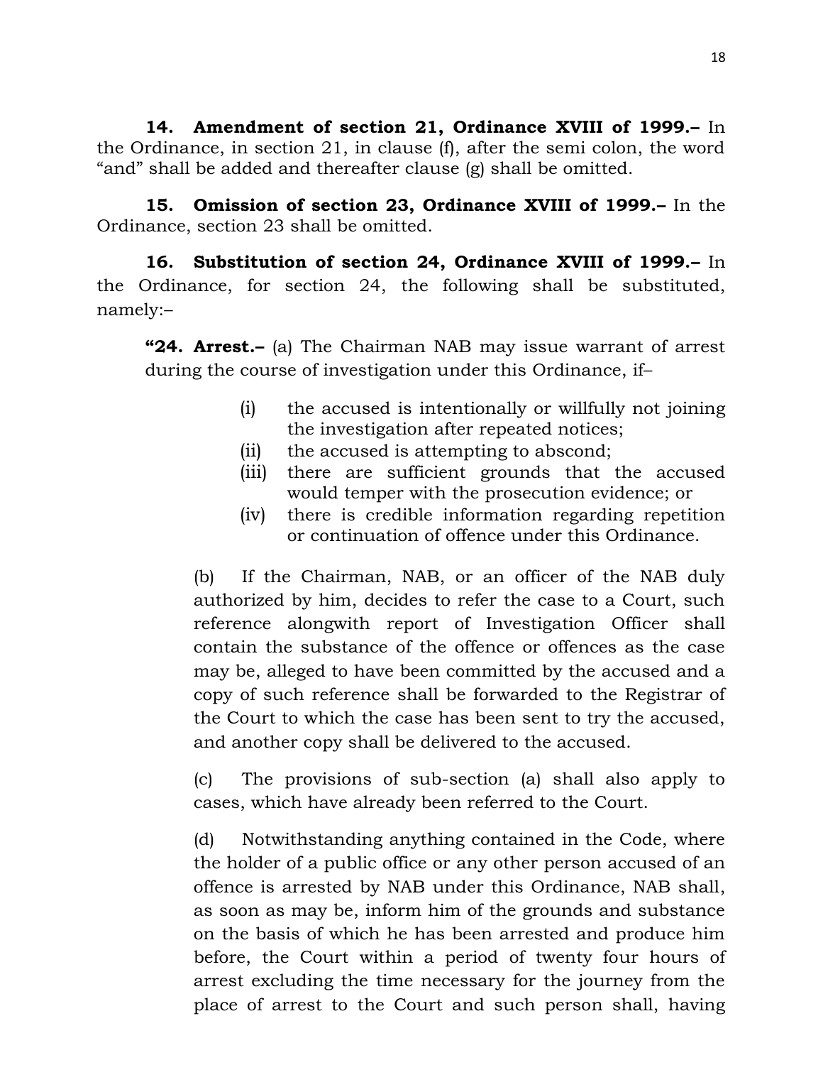**14. Amendment of section 21, Ordinance XVIII of 1999.–** In the Ordinance, in section 21, in clause (f), after the semi colon, the word "and" shall be added and thereafter clause (g) shall be omitted.

**15. Omission of section 23, Ordinance XVIII of 1999.–** In the Ordinance, section 23 shall be omitted.

**16. Substitution of section 24, Ordinance XVIII of 1999.–** In the Ordinance, for section 24, the following shall be substituted, namely:–

> **"24. Arrest.–** (a) The Chairman NAB may issue warrant of arrest during the course of investigation under this Ordinance, if–
>
> (i) the accused is intentionally or willfully not joining the investigation after repeated notices;
>
> (ii) the accused is attempting to abscond;
>
> (iii) there are sufficient grounds that the accused would temper with the prosecution evidence; or
>
> (iv) there is credible information regarding repetition or continuation of offence under this Ordinance.
>
> (b) If the Chairman, NAB, or an officer of the NAB duly authorized by him, decides to refer the case to a Court, such reference alongwith report of Investigation Officer shall contain the substance of the offence or offences as the case may be, alleged to have been committed by the accused and a copy of such reference shall be forwarded to the Registrar of the Court to which the case has been sent to try the accused, and another copy shall be delivered to the accused.
>
> (c) The provisions of sub-section (a) shall also apply to cases, which have already been referred to the Court.
>
> (d) Notwithstanding anything contained in the Code, where the holder of a public office or any other person accused of an offence is arrested by NAB under this Ordinance, NAB shall, as soon as may be, inform him of the grounds and substance on the basis of which he has been arrested and produce him before, the Court within a period of twenty four hours of arrest excluding the time necessary for the journey from the place of arrest to the Court and such person shall, having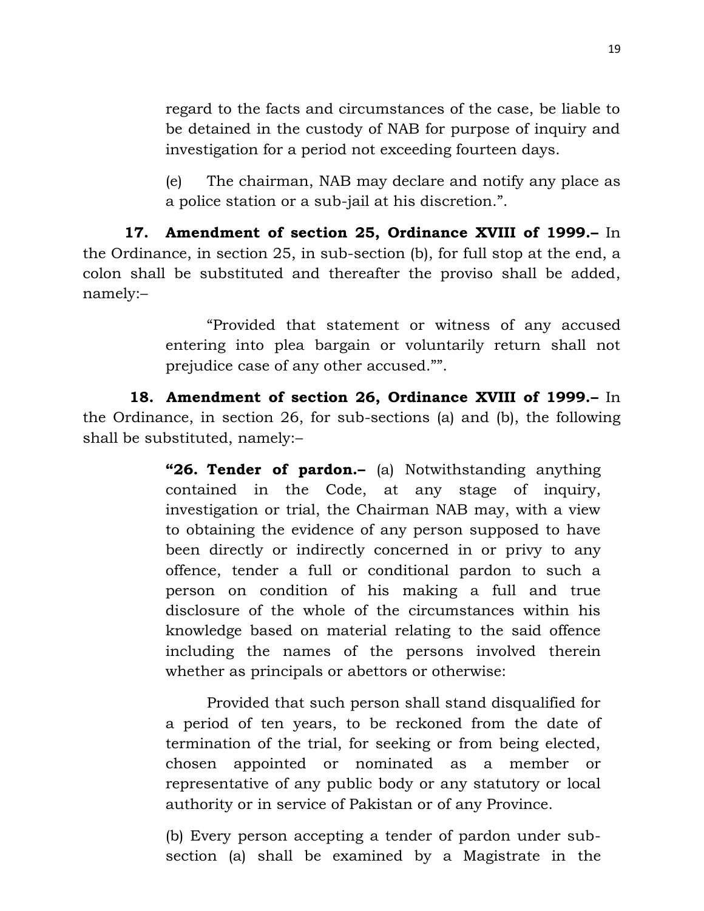regard to the facts and circumstances of the case, be liable to be detained in the custody of NAB for purpose of inquiry and investigation for a period not exceeding fourteen days.

(e) The chairman, NAB may declare and notify any place as a police station or a sub-jail at his discretion.".

**17. Amendment of section 25, Ordinance XVIII of 1999.–** In the Ordinance, in section 25, in sub-section (b), for full stop at the end, a colon shall be substituted and thereafter the proviso shall be added, namely:–

> "Provided that statement or witness of any accused entering into plea bargain or voluntarily return shall not prejudice case of any other accused."".

**18. Amendment of section 26, Ordinance XVIII of 1999.–** In the Ordinance, in section 26, for sub-sections (a) and (b), the following shall be substituted, namely:–

> **"26. Tender of pardon.–** (a) Notwithstanding anything contained in the Code, at any stage of inquiry, investigation or trial, the Chairman NAB may, with a view to obtaining the evidence of any person supposed to have been directly or indirectly concerned in or privy to any offence, tender a full or conditional pardon to such a person on condition of his making a full and true disclosure of the whole of the circumstances within his knowledge based on material relating to the said offence including the names of the persons involved therein whether as principals or abettors or otherwise:
>
> Provided that such person shall stand disqualified for a period of ten years, to be reckoned from the date of termination of the trial, for seeking or from being elected, chosen appointed or nominated as a member or representative of any public body or any statutory or local authority or in service of Pakistan or of any Province.
>
> (b) Every person accepting a tender of pardon under sub-section (a) shall be examined by a Magistrate in the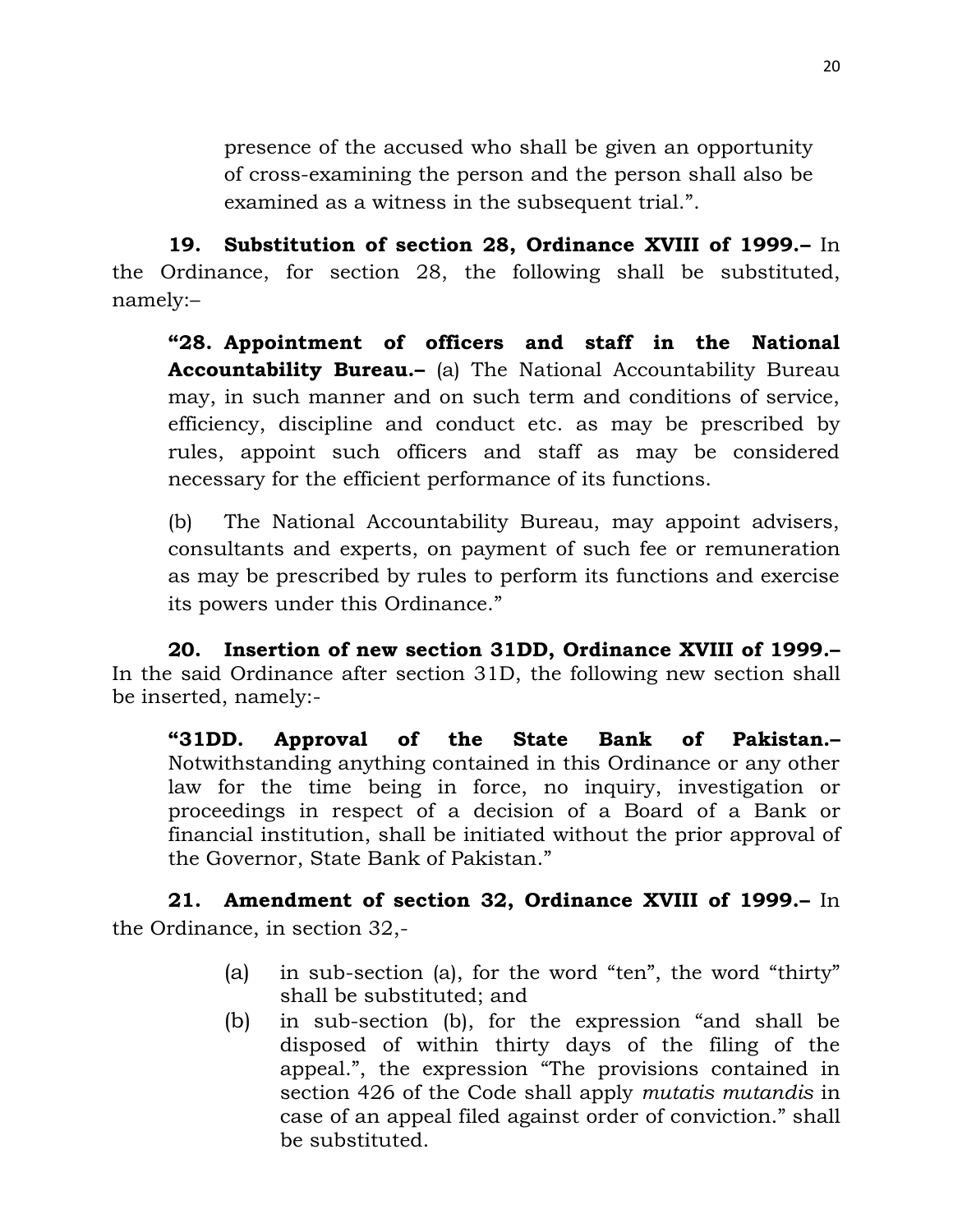presence of the accused who shall be given an opportunity of cross-examining the person and the person shall also be examined as a witness in the subsequent trial.".

**19. Substitution of section 28, Ordinance XVIII of 1999.–** In the Ordinance, for section 28, the following shall be substituted, namely:–

> **"28. Appointment of officers and staff in the National Accountability Bureau.–** (a) The National Accountability Bureau may, in such manner and on such term and conditions of service, efficiency, discipline and conduct etc. as may be prescribed by rules, appoint such officers and staff as may be considered necessary for the efficient performance of its functions.
>
> (b) The National Accountability Bureau, may appoint advisers, consultants and experts, on payment of such fee or remuneration as may be prescribed by rules to perform its functions and exercise its powers under this Ordinance."

**20. Insertion of new section 31DD, Ordinance XVIII of 1999.–** In the said Ordinance after section 31D, the following new section shall be inserted, namely:-

> **"31DD. Approval of the State Bank of Pakistan.–** Notwithstanding anything contained in this Ordinance or any other law for the time being in force, no inquiry, investigation or proceedings in respect of a decision of a Board of a Bank or financial institution, shall be initiated without the prior approval of the Governor, State Bank of Pakistan."

**21. Amendment of section 32, Ordinance XVIII of 1999.–** In the Ordinance, in section 32,-

(a) in sub-section (a), for the word "ten", the word "thirty" shall be substituted; and

(b) in sub-section (b), for the expression "and shall be disposed of within thirty days of the filing of the appeal.", the expression "The provisions contained in section 426 of the Code shall apply *mutatis mutandis* in case of an appeal filed against order of conviction." shall be substituted.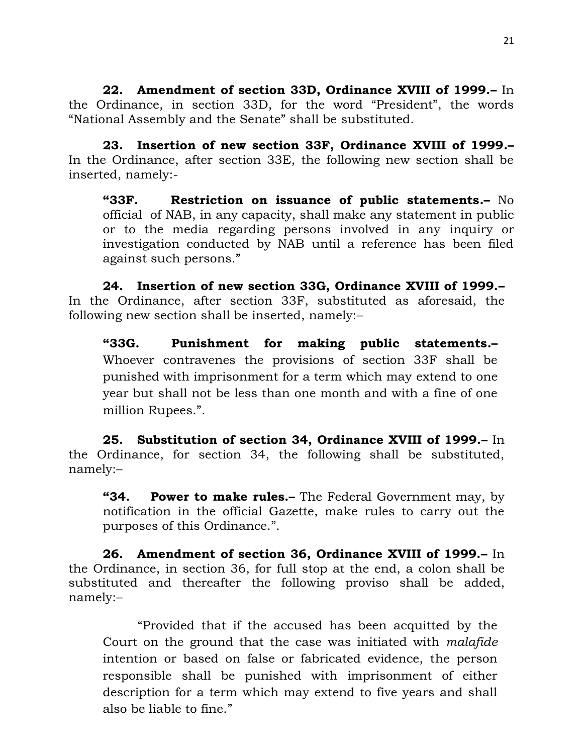**22. Amendment of section 33D, Ordinance XVIII of 1999.–** In the Ordinance, in section 33D, for the word "President", the words "National Assembly and the Senate" shall be substituted.

**23. Insertion of new section 33F, Ordinance XVIII of 1999.–** In the Ordinance, after section 33E, the following new section shall be inserted, namely:-

> **"33F. Restriction on issuance of public statements.–** No official of NAB, in any capacity, shall make any statement in public or to the media regarding persons involved in any inquiry or investigation conducted by NAB until a reference has been filed against such persons."

**24. Insertion of new section 33G, Ordinance XVIII of 1999.–** In the Ordinance, after section 33F, substituted as aforesaid, the following new section shall be inserted, namely:–

> **"33G. Punishment for making public statements.–** Whoever contravenes the provisions of section 33F shall be punished with imprisonment for a term which may extend to one year but shall not be less than one month and with a fine of one million Rupees.".

**25. Substitution of section 34, Ordinance XVIII of 1999.–** In the Ordinance, for section 34, the following shall be substituted, namely:–

> **"34. Power to make rules.–** The Federal Government may, by notification in the official Gazette, make rules to carry out the purposes of this Ordinance.".

**26. Amendment of section 36, Ordinance XVIII of 1999.–** In the Ordinance, in section 36, for full stop at the end, a colon shall be substituted and thereafter the following proviso shall be added, namely:–

> "Provided that if the accused has been acquitted by the Court on the ground that the case was initiated with *malafide* intention or based on false or fabricated evidence, the person responsible shall be punished with imprisonment of either description for a term which may extend to five years and shall also be liable to fine."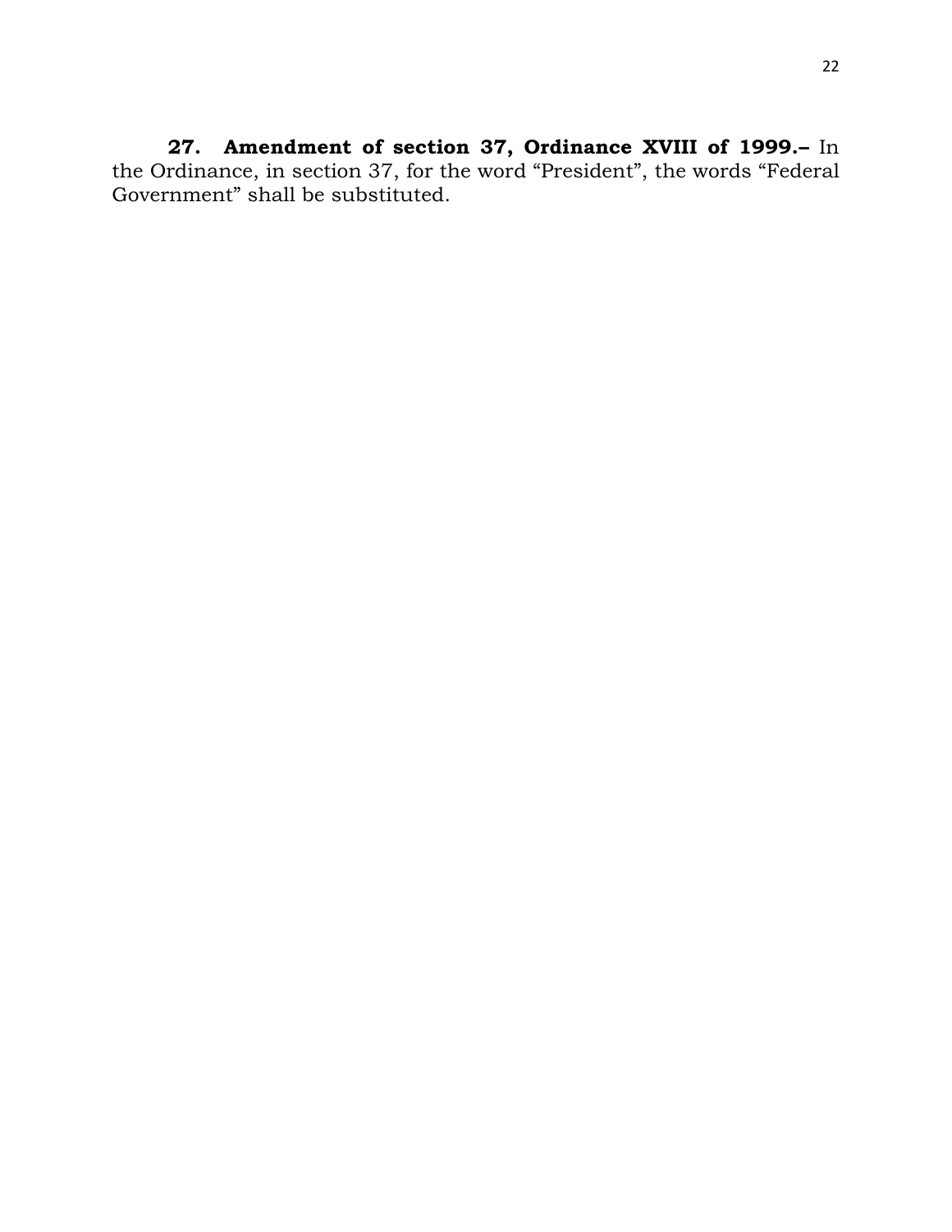**27. Amendment of section 37, Ordinance XVIII of 1999.–** In the Ordinance, in section 37, for the word "President", the words "Federal Government" shall be substituted.